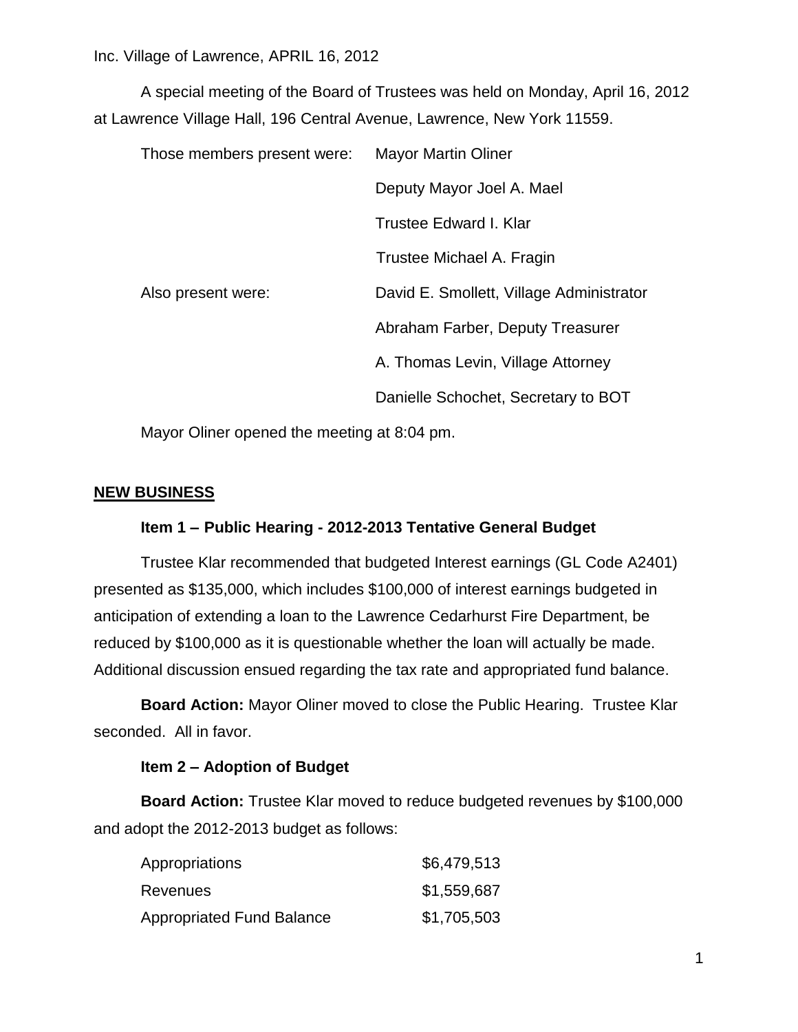Inc. Village of Lawrence, APRIL 16, 2012

A special meeting of the Board of Trustees was held on Monday, April 16, 2012 at Lawrence Village Hall, 196 Central Avenue, Lawrence, New York 11559.

| | |
|---|---|
| Those members present were: | Mayor Martin Oliner |
| | Deputy Mayor Joel A. Mael |
| | Trustee Edward I. Klar |
| | Trustee Michael A. Fragin |
| Also present were: | David E. Smollett, Village Administrator |
| | Abraham Farber, Deputy Treasurer |
| | A. Thomas Levin, Village Attorney |
| | Danielle Schochet, Secretary to BOT |

Mayor Oliner opened the meeting at 8:04 pm.

## NEW BUSINESS

### Item 1 – Public Hearing - 2012-2013 Tentative General Budget

Trustee Klar recommended that budgeted Interest earnings (GL Code A2401) presented as $135,000, which includes $100,000 of interest earnings budgeted in anticipation of extending a loan to the Lawrence Cedarhurst Fire Department, be reduced by $100,000 as it is questionable whether the loan will actually be made. Additional discussion ensued regarding the tax rate and appropriated fund balance.

**Board Action:** Mayor Oliner moved to close the Public Hearing. Trustee Klar seconded. All in favor.

### Item 2 – Adoption of Budget

**Board Action:** Trustee Klar moved to reduce budgeted revenues by $100,000 and adopt the 2012-2013 budget as follows:

| | |
|---|---|
| Appropriations | $6,479,513 |
| Revenues | $1,559,687 |
| Appropriated Fund Balance | $1,705,503 |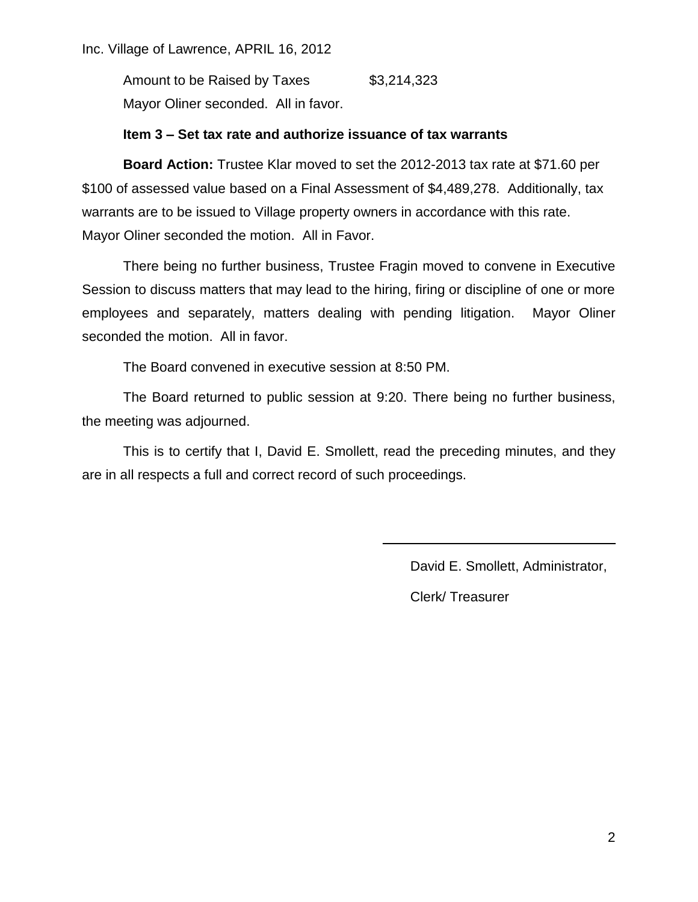Amount to be Raised by Taxes $3,214,323

Mayor Oliner seconded. All in favor.

**Item 3 – Set tax rate and authorize issuance of tax warrants**

**Board Action:** Trustee Klar moved to set the 2012-2013 tax rate at $71.60 per $100 of assessed value based on a Final Assessment of $4,489,278. Additionally, tax warrants are to be issued to Village property owners in accordance with this rate. Mayor Oliner seconded the motion. All in Favor.

There being no further business, Trustee Fragin moved to convene in Executive Session to discuss matters that may lead to the hiring, firing or discipline of one or more employees and separately, matters dealing with pending litigation. Mayor Oliner seconded the motion. All in favor.

The Board convened in executive session at 8:50 PM.

The Board returned to public session at 9:20. There being no further business, the meeting was adjourned.

This is to certify that I, David E. Smollett, read the preceding minutes, and they are in all respects a full and correct record of such proceedings.

David E. Smollett, Administrator,

Clerk/ Treasurer